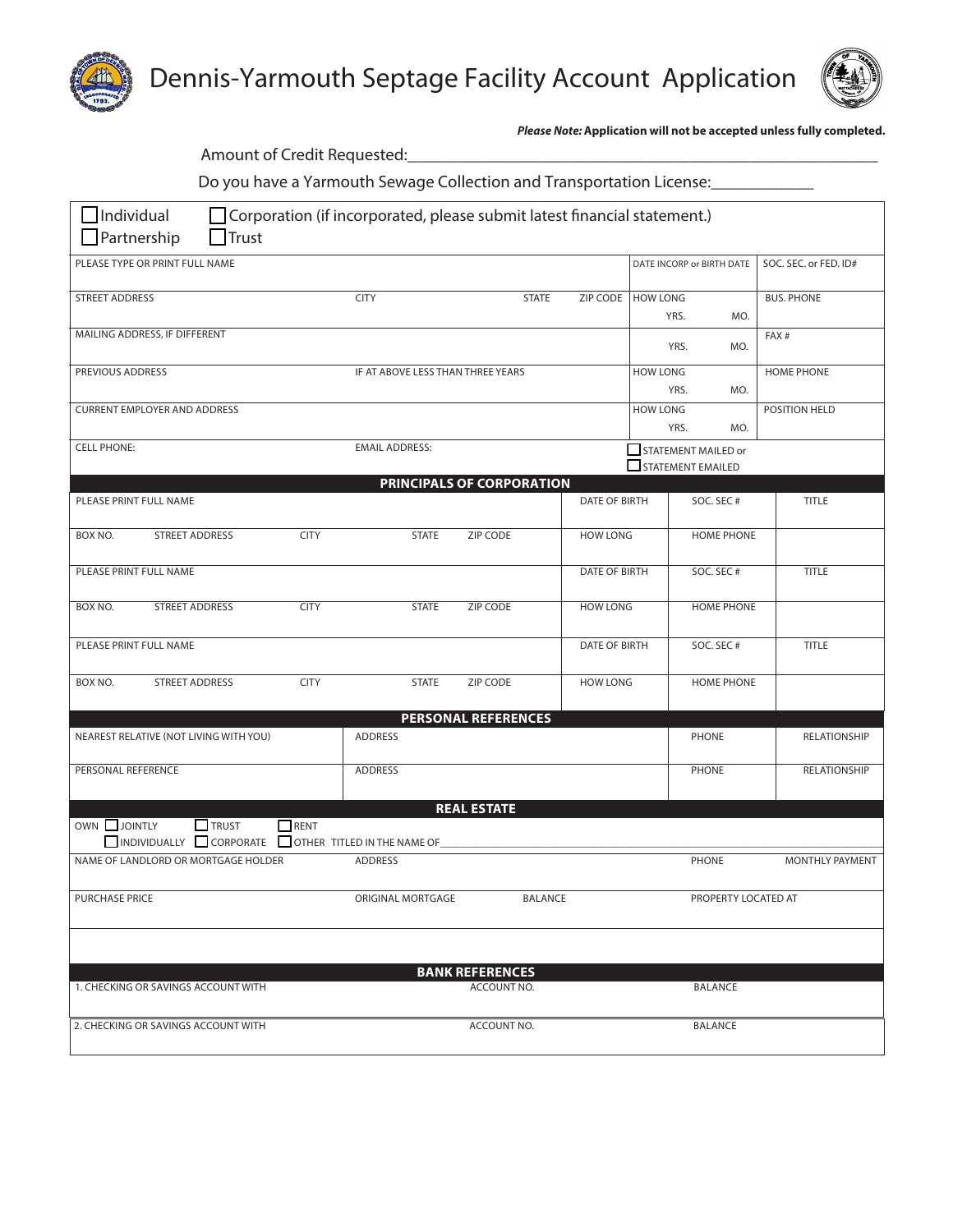# Dennis-Yarmouth Septage Facility Account Application

***Please Note:*** **Application will not be accepted unless fully completed.**

Amount of Credit Requested:\_\_\_\_\_\_\_\_\_\_\_\_\_\_\_\_\_\_\_\_\_\_\_\_\_\_\_\_\_\_\_\_\_\_\_\_\_\_\_\_\_\_\_\_\_\_\_\_\_\_\_\_\_\_\_\_

Do you have a Yarmouth Sewage Collection and Transportation License:\_\_\_\_\_\_\_\_\_\_\_\_

☐ Individual ☐ Corporation (if incorporated, please submit latest financial statement.)
☐ Partnership ☐ Trust

| PLEASE TYPE OR PRINT FULL NAME | | | | DATE INCORP or BIRTH DATE | SOC. SEC. or FED. ID# |
|---|---|---|---|---|---|
| STREET ADDRESS | CITY | STATE | ZIP CODE | HOW LONG YRS. MO. | BUS. PHONE |
| MAILING ADDRESS, IF DIFFERENT | | | | YRS. MO. | FAX # |
| PREVIOUS ADDRESS | IF AT ABOVE LESS THAN THREE YEARS | | | HOW LONG YRS. MO. | HOME PHONE |
| CURRENT EMPLOYER AND ADDRESS | | | | HOW LONG YRS. MO. | POSITION HELD |
| CELL PHONE: | EMAIL ADDRESS: | | | ☐ STATEMENT MAILED or ☐ STATEMENT EMAILED | |

## PRINCIPALS OF CORPORATION

| PLEASE PRINT FULL NAME | | | | | DATE OF BIRTH | SOC. SEC # | TITLE |
|---|---|---|---|---|---|---|---|
| BOX NO. | STREET ADDRESS | CITY | STATE | ZIP CODE | HOW LONG | HOME PHONE | |
| PLEASE PRINT FULL NAME | | | | | DATE OF BIRTH | SOC. SEC # | TITLE |
| BOX NO. | STREET ADDRESS | CITY | STATE | ZIP CODE | HOW LONG | HOME PHONE | |
| PLEASE PRINT FULL NAME | | | | | DATE OF BIRTH | SOC. SEC # | TITLE |
| BOX NO. | STREET ADDRESS | CITY | STATE | ZIP CODE | HOW LONG | HOME PHONE | |

## PERSONAL REFERENCES

| NEAREST RELATIVE (NOT LIVING WITH YOU) | ADDRESS | PHONE | RELATIONSHIP |
|---|---|---|---|
| PERSONAL REFERENCE | ADDRESS | PHONE | RELATIONSHIP |

## REAL ESTATE

OWN ☐ JOINTLY ☐ TRUST ☐ RENT
☐ INDIVIDUALLY ☐ CORPORATE ☐ OTHER TITLED IN THE NAME OF\_\_\_\_\_\_\_\_\_\_\_\_\_\_\_\_\_\_\_\_\_\_\_\_\_\_\_\_\_\_\_\_\_\_\_\_\_\_\_\_

| NAME OF LANDLORD OR MORTGAGE HOLDER | ADDRESS | | PHONE | MONTHLY PAYMENT |
|---|---|---|---|---|
| PURCHASE PRICE | ORIGINAL MORTGAGE | BALANCE | PROPERTY LOCATED AT | |
| | | | | |

## BANK REFERENCES

| 1. CHECKING OR SAVINGS ACCOUNT WITH | ACCOUNT NO. | BALANCE |
|---|---|---|
| 2. CHECKING OR SAVINGS ACCOUNT WITH | ACCOUNT NO. | BALANCE |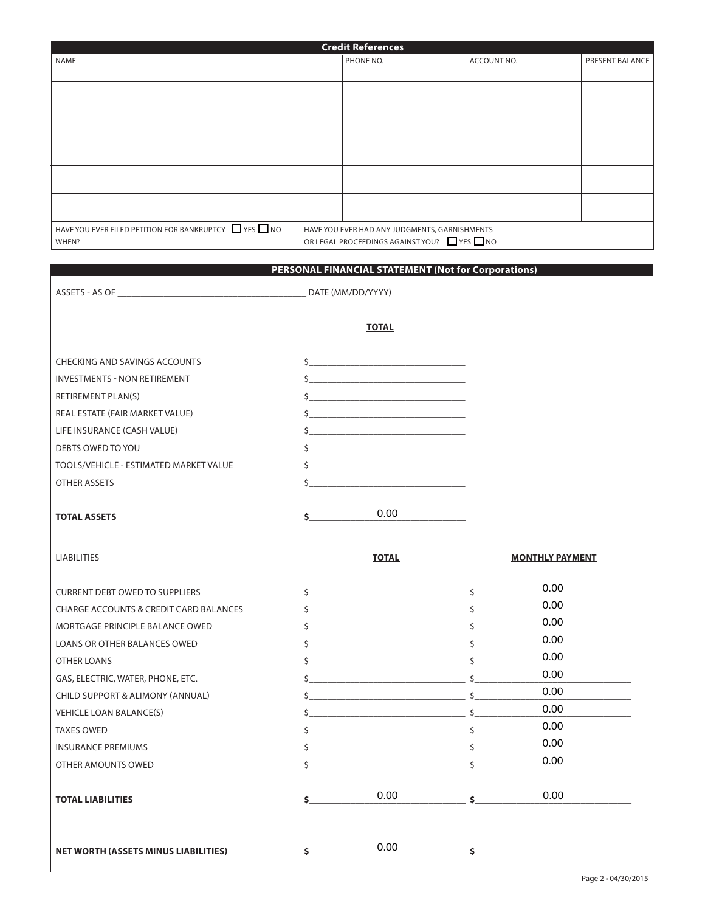## Credit References

| NAME | PHONE NO. | ACCOUNT NO. | PRESENT BALANCE |
|---|---|---|---|
| | | | |
| | | | |
| | | | |
| | | | |
| | | | |

HAVE YOU EVER FILED PETITION FOR BANKRUPTCY ☐ YES ☐ NO
WHEN?

HAVE YOU EVER HAD ANY JUDGMENTS, GARNISHMENTS OR LEGAL PROCEEDINGS AGAINST YOU? ☐ YES ☐ NO

## PERSONAL FINANCIAL STATEMENT (Not for Corporations)

ASSETS - AS OF ______________________ DATE (MM/DD/YYYY)

| | TOTAL |
|---|---|
| CHECKING AND SAVINGS ACCOUNTS | $ |
| INVESTMENTS - NON RETIREMENT | $ |
| RETIREMENT PLAN(S) | $ |
| REAL ESTATE (FAIR MARKET VALUE) | $ |
| LIFE INSURANCE (CASH VALUE) | $ |
| DEBTS OWED TO YOU | $ |
| TOOLS/VEHICLE - ESTIMATED MARKET VALUE | $ |
| OTHER ASSETS | $ |
| **TOTAL ASSETS** | **$** 0.00 |

| LIABILITIES | TOTAL | MONTHLY PAYMENT |
|---|---|---|
| CURRENT DEBT OWED TO SUPPLIERS | $ | $ 0.00 |
| CHARGE ACCOUNTS & CREDIT CARD BALANCES | $ | $ 0.00 |
| MORTGAGE PRINCIPLE BALANCE OWED | $ | $ 0.00 |
| LOANS OR OTHER BALANCES OWED | $ | $ 0.00 |
| OTHER LOANS | $ | $ 0.00 |
| GAS, ELECTRIC, WATER, PHONE, ETC. | $ | $ 0.00 |
| CHILD SUPPORT & ALIMONY (ANNUAL) | $ | $ 0.00 |
| VEHICLE LOAN BALANCE(S) | $ | $ 0.00 |
| TAXES OWED | $ | $ 0.00 |
| INSURANCE PREMIUMS | $ | $ 0.00 |
| OTHER AMOUNTS OWED | $ | $ 0.00 |
| **TOTAL LIABILITIES** | **$** 0.00 | **$** 0.00 |
| **NET WORTH (ASSETS MINUS LIABILITIES)** | **$** 0.00 | **$** |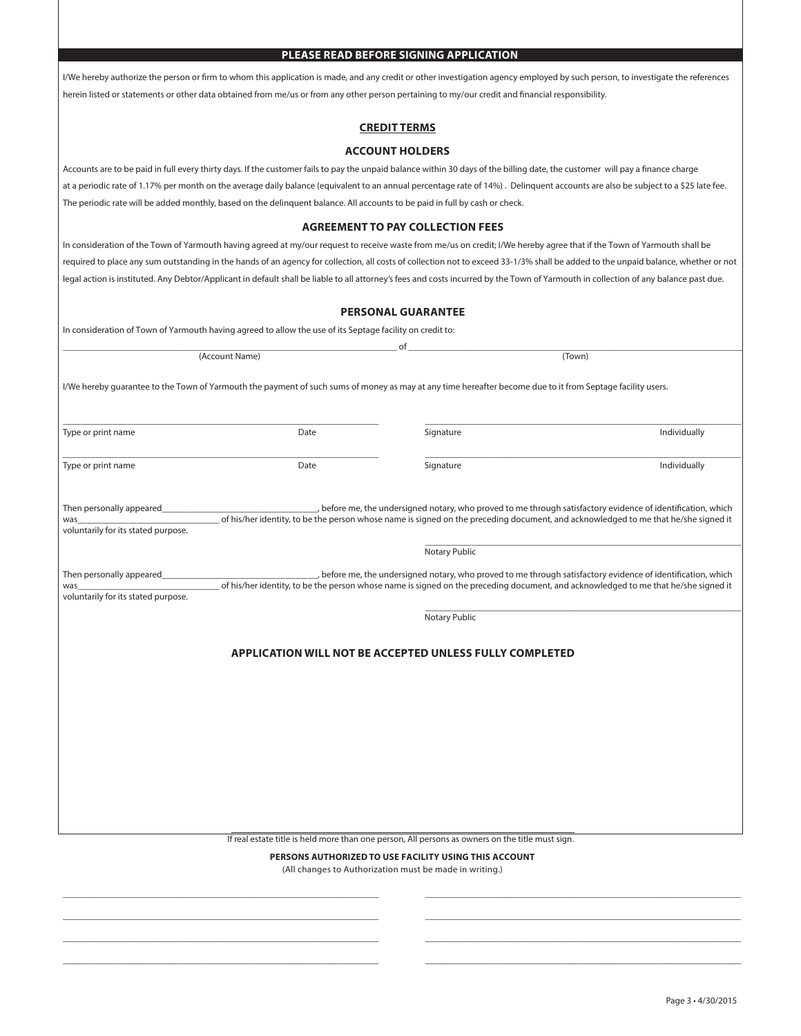## PLEASE READ BEFORE SIGNING APPLICATION

I/We hereby authorize the person or firm to whom this application is made, and any credit or other investigation agency employed by such person, to investigate the references herein listed or statements or other data obtained from me/us or from any other person pertaining to my/our credit and financial responsibility.

### CREDIT TERMS

#### ACCOUNT HOLDERS

Accounts are to be paid in full every thirty days. If the customer fails to pay the unpaid balance within 30 days of the billing date, the customer will pay a finance charge at a periodic rate of 1.17% per month on the average daily balance (equivalent to an annual percentage rate of 14%) . Delinquent accounts are also subject to a $25 late fee. The periodic rate will be added monthly, based on the delinquent balance. All accounts to be paid in full by cash or check.

#### AGREEMENT TO PAY COLLECTION FEES

In consideration of the Town of Yarmouth having agreed at my/our request to receive waste from me/us on credit; I/We hereby agree that if the Town of Yarmouth shall be required to place any sum outstanding in the hands of an agency for collection, all costs of collection not to exceed 33-1/3% shall be added to the unpaid balance, whether or not legal action is instituted. Any Debtor/Applicant in default shall be liable to all attorney's fees and costs incurred by the Town of Yarmouth in collection of any balance past due.

#### PERSONAL GUARANTEE

In consideration of Town of Yarmouth having agreed to allow the use of its Septage facility on credit to:

_______________________________________ of _______________________________________
(Account Name) (Town)

I/We hereby guarantee to the Town of Yarmouth the payment of such sums of money as may at any time hereafter become due to it from Septage facility users.

_______________________________________ _______________________________________
Type or print name Date Signature Individually

_______________________________________ _______________________________________
Type or print name Date Signature Individually

Then personally appeared_______________________, before me, the undersigned notary, who proved to me through satisfactory evidence of identification, which was_______________________ of his/her identity, to be the person whose name is signed on the preceding document, and acknowledged to me that he/she signed it voluntarily for its stated purpose.

_______________________________________
Notary Public

Then personally appeared_______________________, before me, the undersigned notary, who proved to me through satisfactory evidence of identification, which was_______________________ of his/her identity, to be the person whose name is signed on the preceding document, and acknowledged to me that he/she signed it voluntarily for its stated purpose.

_______________________________________
Notary Public

**APPLICATION WILL NOT BE ACCEPTED UNLESS FULLY COMPLETED**

_______________________________________
If real estate title is held more than one person, All persons as owners on the title must sign.

**PERSONS AUTHORIZED TO USE FACILITY USING THIS ACCOUNT**
(All changes to Authorization must be made in writing.)

_______________________________________ _______________________________________

_______________________________________ _______________________________________

_______________________________________ _______________________________________

_______________________________________ _______________________________________